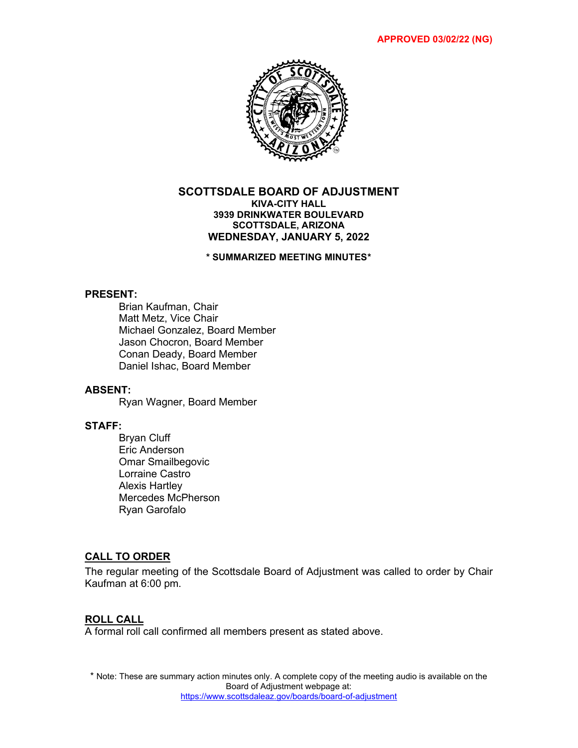**APPROVED 03/02/22 (NG)**

# SCOTTSDALE BOARD OF ADJUSTMENT

**KIVA-CITY HALL**
**3939 DRINKWATER BOULEVARD**
**SCOTTSDALE, ARIZONA**
**WEDNESDAY, JANUARY 5, 2022**

**\* SUMMARIZED MEETING MINUTES\***

**PRESENT:**

Brian Kaufman, Chair
Matt Metz, Vice Chair
Michael Gonzalez, Board Member
Jason Chocron, Board Member
Conan Deady, Board Member
Daniel Ishac, Board Member

**ABSENT:**

Ryan Wagner, Board Member

**STAFF:**

Bryan Cluff
Eric Anderson
Omar Smailbegovic
Lorraine Castro
Alexis Hartley
Mercedes McPherson
Ryan Garofalo

## CALL TO ORDER

The regular meeting of the Scottsdale Board of Adjustment was called to order by Chair Kaufman at 6:00 pm.

## ROLL CALL

A formal roll call confirmed all members present as stated above.

\* Note: These are summary action minutes only. A complete copy of the meeting audio is available on the Board of Adjustment webpage at: https://www.scottsdaleaz.gov/boards/board-of-adjustment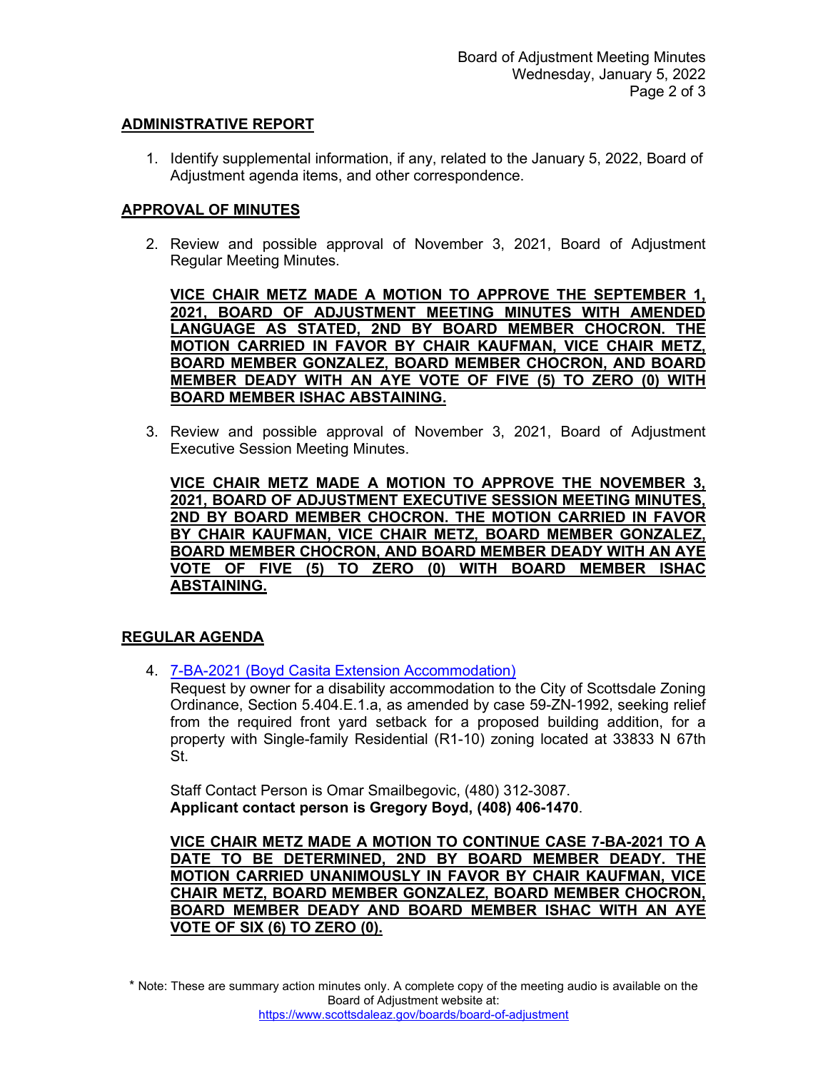## ADMINISTRATIVE REPORT

1. Identify supplemental information, if any, related to the January 5, 2022, Board of Adjustment agenda items, and other correspondence.

## APPROVAL OF MINUTES

2. Review and possible approval of November 3, 2021, Board of Adjustment Regular Meeting Minutes.

   **VICE CHAIR METZ MADE A MOTION TO APPROVE THE SEPTEMBER 1, 2021, BOARD OF ADJUSTMENT MEETING MINUTES WITH AMENDED LANGUAGE AS STATED, 2ND BY BOARD MEMBER CHOCRON. THE MOTION CARRIED IN FAVOR BY CHAIR KAUFMAN, VICE CHAIR METZ, BOARD MEMBER GONZALEZ, BOARD MEMBER CHOCRON, AND BOARD MEMBER DEADY WITH AN AYE VOTE OF FIVE (5) TO ZERO (0) WITH BOARD MEMBER ISHAC ABSTAINING.**

3. Review and possible approval of November 3, 2021, Board of Adjustment Executive Session Meeting Minutes.

   **VICE CHAIR METZ MADE A MOTION TO APPROVE THE NOVEMBER 3, 2021, BOARD OF ADJUSTMENT EXECUTIVE SESSION MEETING MINUTES, 2ND BY BOARD MEMBER CHOCRON. THE MOTION CARRIED IN FAVOR BY CHAIR KAUFMAN, VICE CHAIR METZ, BOARD MEMBER GONZALEZ, BOARD MEMBER CHOCRON, AND BOARD MEMBER DEADY WITH AN AYE VOTE OF FIVE (5) TO ZERO (0) WITH BOARD MEMBER ISHAC ABSTAINING.**

## REGULAR AGENDA

4. 7-BA-2021 (Boyd Casita Extension Accommodation)
   Request by owner for a disability accommodation to the City of Scottsdale Zoning Ordinance, Section 5.404.E.1.a, as amended by case 59-ZN-1992, seeking relief from the required front yard setback for a proposed building addition, for a property with Single-family Residential (R1-10) zoning located at 33833 N 67th St.

   Staff Contact Person is Omar Smailbegovic, (480) 312-3087.
   **Applicant contact person is Gregory Boyd, (408) 406-1470**.

   **VICE CHAIR METZ MADE A MOTION TO CONTINUE CASE 7-BA-2021 TO A DATE TO BE DETERMINED, 2ND BY BOARD MEMBER DEADY. THE MOTION CARRIED UNANIMOUSLY IN FAVOR BY CHAIR KAUFMAN, VICE CHAIR METZ, BOARD MEMBER GONZALEZ, BOARD MEMBER CHOCRON, BOARD MEMBER DEADY AND BOARD MEMBER ISHAC WITH AN AYE VOTE OF SIX (6) TO ZERO (0).**

\* Note: These are summary action minutes only. A complete copy of the meeting audio is available on the Board of Adjustment website at: https://www.scottsdaleaz.gov/boards/board-of-adjustment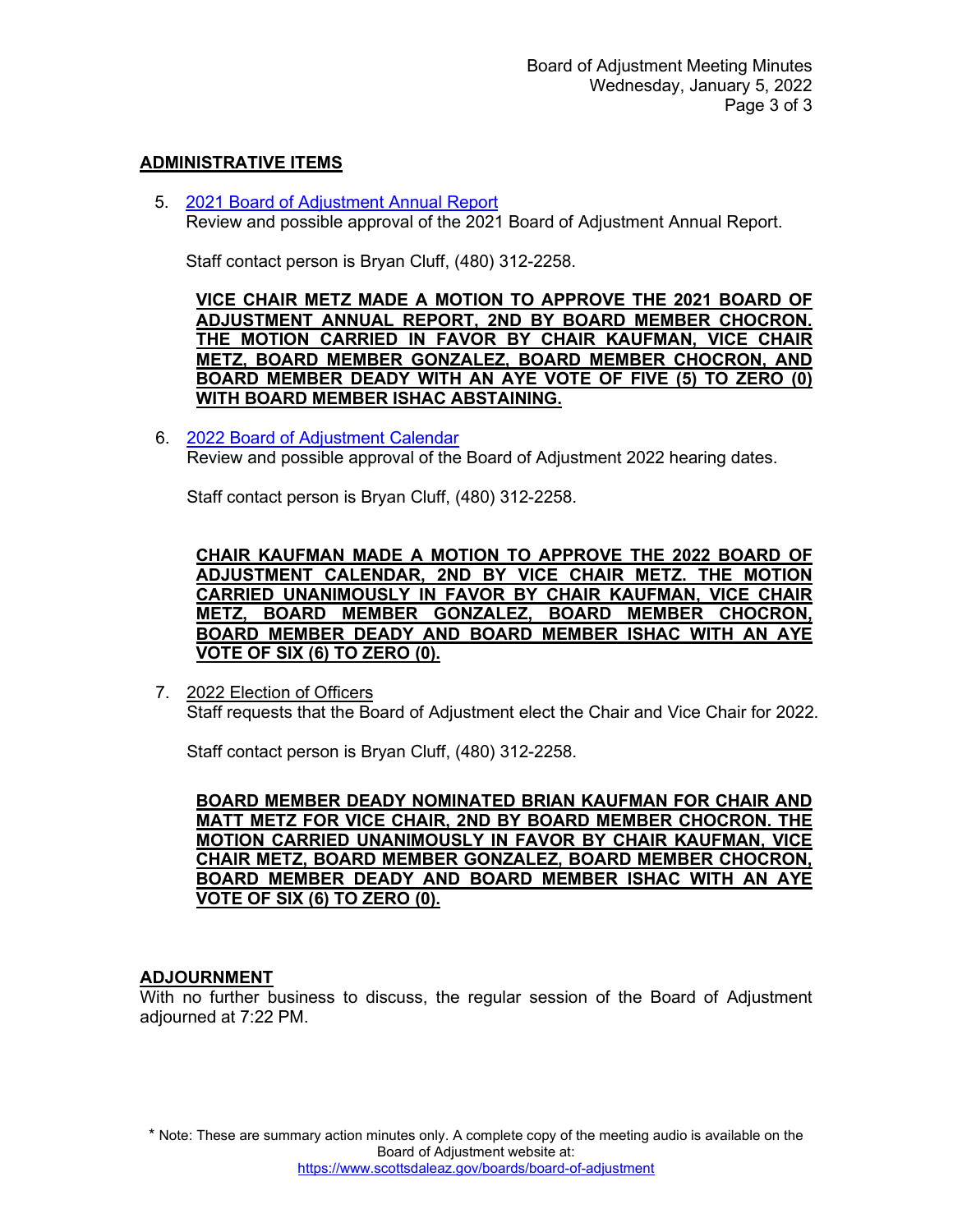## ADMINISTRATIVE ITEMS

5. [2021 Board of Adjustment Annual Report]
   Review and possible approval of the 2021 Board of Adjustment Annual Report.

   Staff contact person is Bryan Cluff, (480) 312-2258.

   **VICE CHAIR METZ MADE A MOTION TO APPROVE THE 2021 BOARD OF ADJUSTMENT ANNUAL REPORT, 2ND BY BOARD MEMBER CHOCRON. THE MOTION CARRIED IN FAVOR BY CHAIR KAUFMAN, VICE CHAIR METZ, BOARD MEMBER GONZALEZ, BOARD MEMBER CHOCRON, AND BOARD MEMBER DEADY WITH AN AYE VOTE OF FIVE (5) TO ZERO (0) WITH BOARD MEMBER ISHAC ABSTAINING.**

6. [2022 Board of Adjustment Calendar]
   Review and possible approval of the Board of Adjustment 2022 hearing dates.

   Staff contact person is Bryan Cluff, (480) 312-2258.

   **CHAIR KAUFMAN MADE A MOTION TO APPROVE THE 2022 BOARD OF ADJUSTMENT CALENDAR, 2ND BY VICE CHAIR METZ. THE MOTION CARRIED UNANIMOUSLY IN FAVOR BY CHAIR KAUFMAN, VICE CHAIR METZ, BOARD MEMBER GONZALEZ, BOARD MEMBER CHOCRON, BOARD MEMBER DEADY AND BOARD MEMBER ISHAC WITH AN AYE VOTE OF SIX (6) TO ZERO (0).**

7. 2022 Election of Officers
   Staff requests that the Board of Adjustment elect the Chair and Vice Chair for 2022.

   Staff contact person is Bryan Cluff, (480) 312-2258.

   **BOARD MEMBER DEADY NOMINATED BRIAN KAUFMAN FOR CHAIR AND MATT METZ FOR VICE CHAIR, 2ND BY BOARD MEMBER CHOCRON. THE MOTION CARRIED UNANIMOUSLY IN FAVOR BY CHAIR KAUFMAN, VICE CHAIR METZ, BOARD MEMBER GONZALEZ, BOARD MEMBER CHOCRON, BOARD MEMBER DEADY AND BOARD MEMBER ISHAC WITH AN AYE VOTE OF SIX (6) TO ZERO (0).**

## ADJOURNMENT

With no further business to discuss, the regular session of the Board of Adjustment adjourned at 7:22 PM.

* Note: These are summary action minutes only. A complete copy of the meeting audio is available on the Board of Adjustment website at: https://www.scottsdaleaz.gov/boards/board-of-adjustment